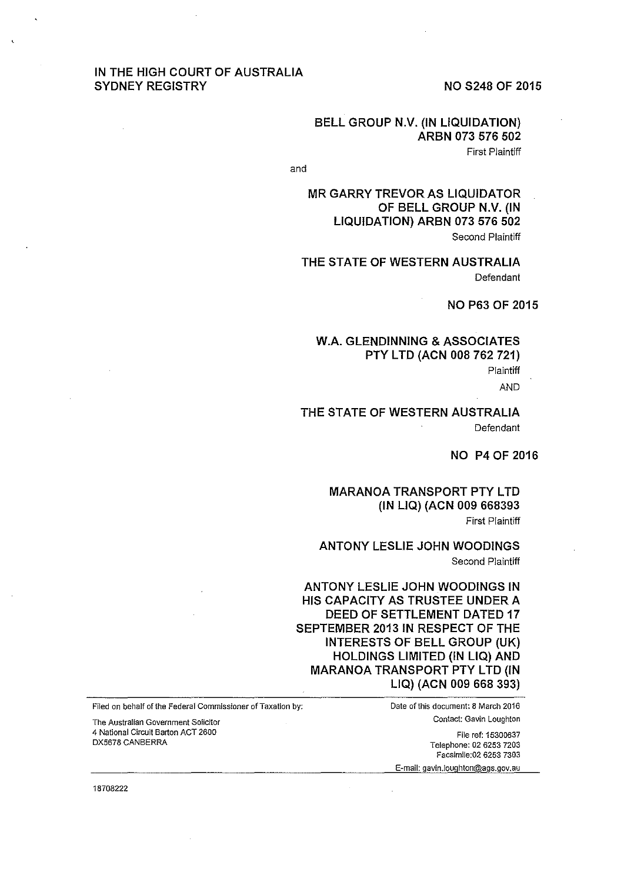IN THE HIGH COURT OF AUSTRALIA
SYDNEY REGISTRY

NO S248 OF 2015

**BELL GROUP N.V. (IN LIQUIDATION)
ARBN 073 576 502**
First Plaintiff

and

**MR GARRY TREVOR AS LIQUIDATOR OF BELL GROUP N.V. (IN LIQUIDATION) ARBN 073 576 502**
Second Plaintiff

**THE STATE OF WESTERN AUSTRALIA**
Defendant

NO P63 OF 2015

**W.A. GLENDINNING & ASSOCIATES PTY LTD (ACN 008 762 721)**
Plaintiff

AND

**THE STATE OF WESTERN AUSTRALIA**
Defendant

NO P4 OF 2016

**MARANOA TRANSPORT PTY LTD (IN LIQ) (ACN 009 668393**
First Plaintiff

**ANTONY LESLIE JOHN WOODINGS**
Second Plaintiff

**ANTONY LESLIE JOHN WOODINGS IN HIS CAPACITY AS TRUSTEE UNDER A DEED OF SETTLEMENT DATED 17 SEPTEMBER 2013 IN RESPECT OF THE INTERESTS OF BELL GROUP (UK) HOLDINGS LIMITED (IN LIQ) AND MARANOA TRANSPORT PTY LTD (IN LIQ) (ACN 009 668 393)**

---

Filed on behalf of the Federal Commissioner of Taxation by:

The Australian Government Solicitor
4 National Circuit Barton ACT 2600
DX5678 CANBERRA

Date of this document: 8 March 2016
Contact: Gavin Loughton

File ref: 15300637
Telephone: 02 6253 7203
Facsimile: 02 6253 7303
E-mail: gavin.loughton@ags.gov.au

---

18708222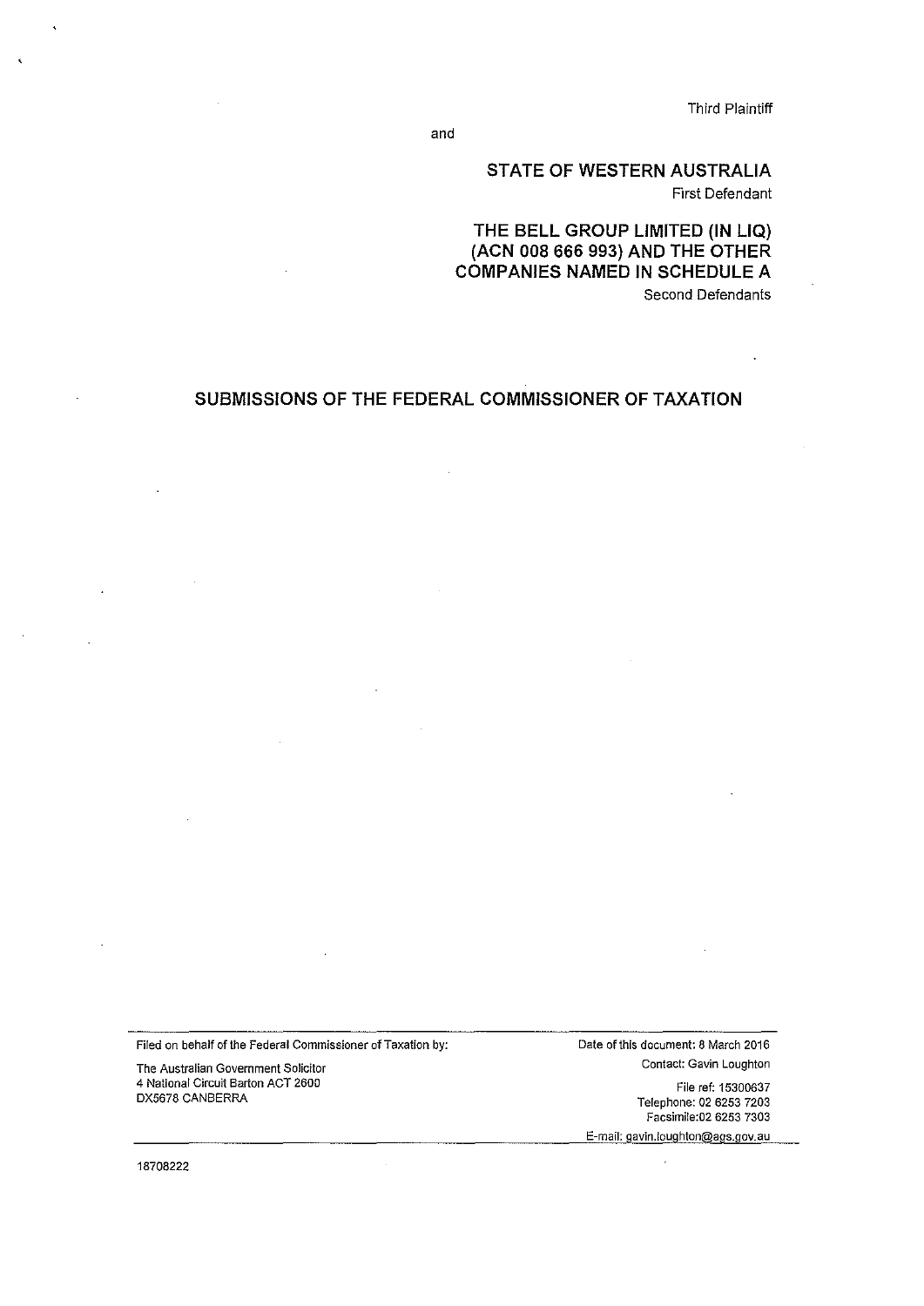Third Plaintiff

and

**STATE OF WESTERN AUSTRALIA**
First Defendant

**THE BELL GROUP LIMITED (IN LIQ) (ACN 008 666 993) AND THE OTHER COMPANIES NAMED IN SCHEDULE A**
Second Defendants

## SUBMISSIONS OF THE FEDERAL COMMISSIONER OF TAXATION

Filed on behalf of the Federal Commissioner of Taxation by:

The Australian Government Solicitor
4 National Circuit Barton ACT 2600
DX5678 CANBERRA

Date of this document: 8 March 2016
Contact: Gavin Loughton

File ref: 15300637
Telephone: 02 6253 7203
Facsimile:02 6253 7303
E-mail: gavin.loughton@ags.gov.au

18708222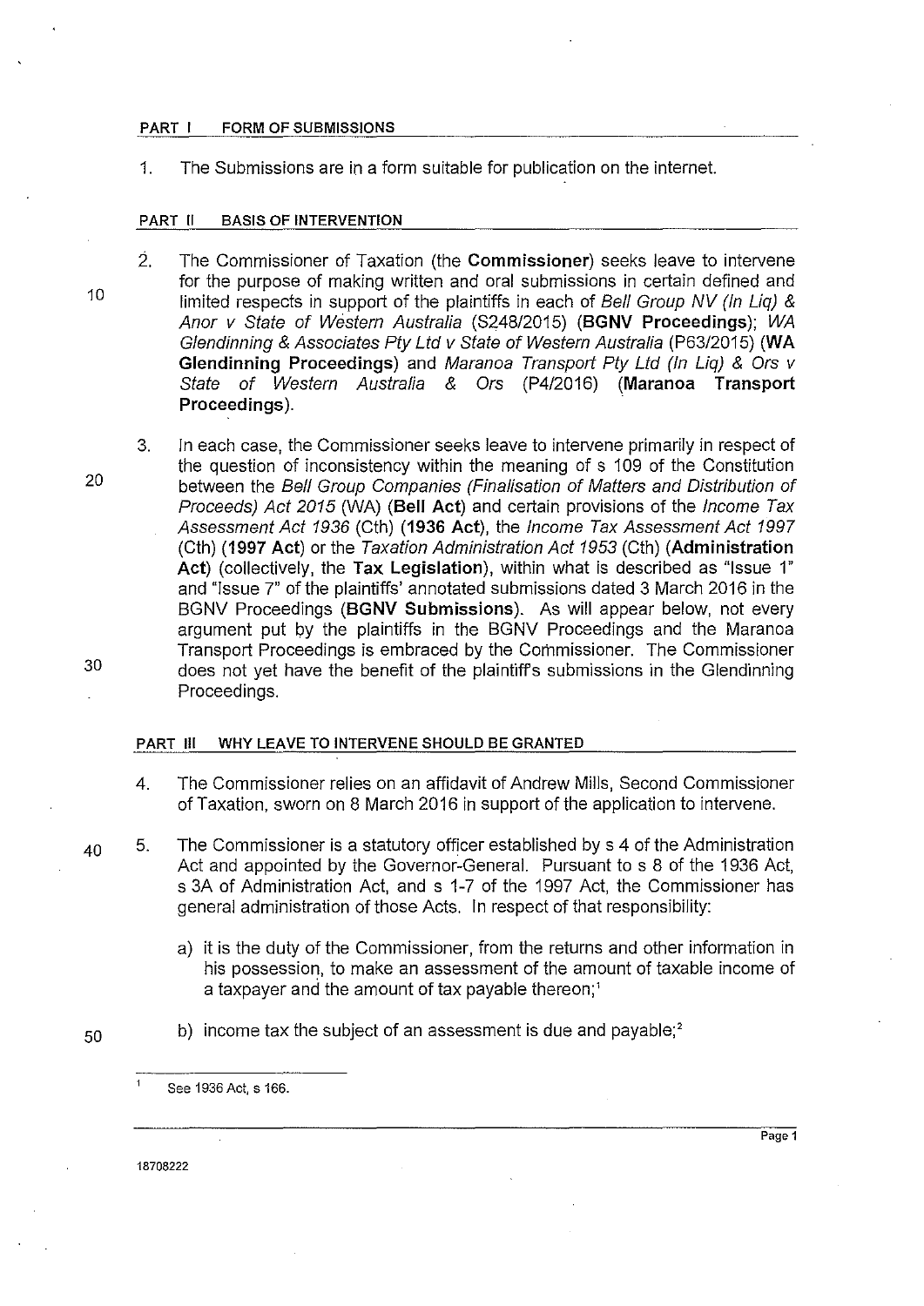## PART I FORM OF SUBMISSIONS

1. The Submissions are in a form suitable for publication on the internet.

## PART II BASIS OF INTERVENTION

2. The Commissioner of Taxation (the **Commissioner**) seeks leave to intervene for the purpose of making written and oral submissions in certain defined and limited respects in support of the plaintiffs in each of *Bell Group NV (In Liq) & Anor v State of Western Australia* (S248/2015) (**BGNV Proceedings**); *WA Glendinning & Associates Pty Ltd v State of Western Australia* (P63/2015) (**WA Glendinning Proceedings**) and *Maranoa Transport Pty Ltd (In Liq) & Ors v State of Western Australia & Ors* (P4/2016) (**Maranoa Transport Proceedings**).

3. In each case, the Commissioner seeks leave to intervene primarily in respect of the question of inconsistency within the meaning of s 109 of the Constitution between the *Bell Group Companies (Finalisation of Matters and Distribution of Proceeds) Act 2015* (WA) (**Bell Act**) and certain provisions of the *Income Tax Assessment Act 1936* (Cth) (**1936 Act**), the *Income Tax Assessment Act 1997* (Cth) (**1997 Act**) or the *Taxation Administration Act 1953* (Cth) (**Administration Act**) (collectively, the **Tax Legislation**), within what is described as "Issue 1" and "Issue 7" of the plaintiffs' annotated submissions dated 3 March 2016 in the BGNV Proceedings (**BGNV Submissions**). As will appear below, not every argument put by the plaintiffs in the BGNV Proceedings and the Maranoa Transport Proceedings is embraced by the Commissioner. The Commissioner does not yet have the benefit of the plaintiff's submissions in the Glendinning Proceedings.

## PART III WHY LEAVE TO INTERVENE SHOULD BE GRANTED

4. The Commissioner relies on an affidavit of Andrew Mills, Second Commissioner of Taxation, sworn on 8 March 2016 in support of the application to intervene.

5. The Commissioner is a statutory officer established by s 4 of the Administration Act and appointed by the Governor-General. Pursuant to s 8 of the 1936 Act, s 3A of Administration Act, and s 1-7 of the 1997 Act, the Commissioner has general administration of those Acts. In respect of that responsibility:

   a) it is the duty of the Commissioner, from the returns and other information in his possession, to make an assessment of the amount of taxable income of a taxpayer and the amount of tax payable thereon;[1]

   b) income tax the subject of an assessment is due and payable;[2]

---

[1] See 1936 Act, s 166.

18708222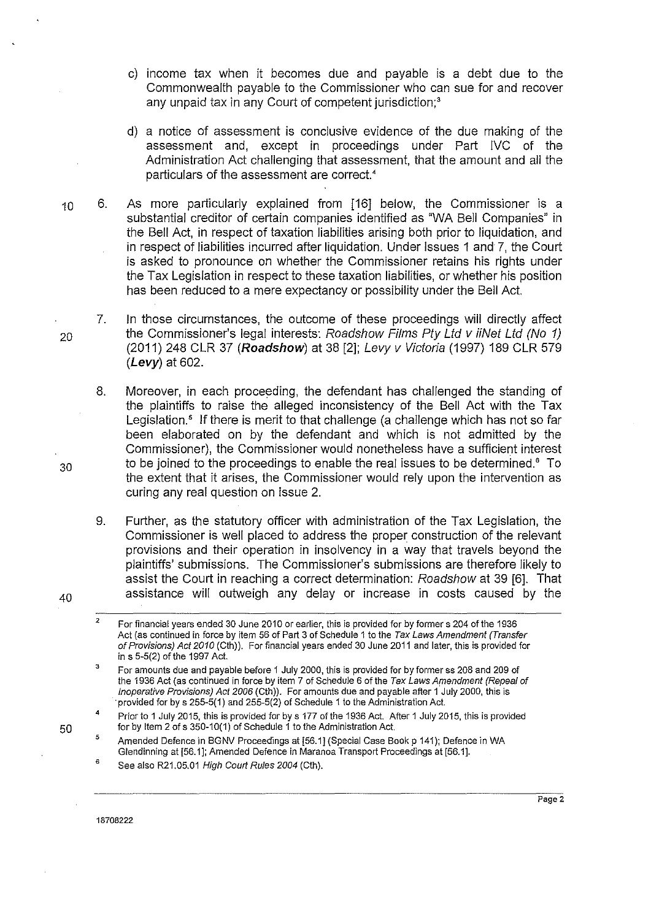c) income tax when it becomes due and payable is a debt due to the Commonwealth payable to the Commissioner who can sue for and recover any unpaid tax in any Court of competent jurisdiction;[3]

d) a notice of assessment is conclusive evidence of the due making of the assessment and, except in proceedings under Part IVC of the Administration Act challenging that assessment, that the amount and all the particulars of the assessment are correct.[4]

6. As more particularly explained from [16] below, the Commissioner is a substantial creditor of certain companies identified as "WA Bell Companies" in the Bell Act, in respect of taxation liabilities arising both prior to liquidation, and in respect of liabilities incurred after liquidation. Under Issues 1 and 7, the Court is asked to pronounce on whether the Commissioner retains his rights under the Tax Legislation in respect to these taxation liabilities, or whether his position has been reduced to a mere expectancy or possibility under the Bell Act.

7. In those circumstances, the outcome of these proceedings will directly affect the Commissioner's legal interests: *Roadshow Films Pty Ltd v iiNet Ltd (No 1)* (2011) 248 CLR 37 (***Roadshow***) at 38 [2]; *Levy v Victoria* (1997) 189 CLR 579 (***Levy***) at 602.

8. Moreover, in each proceeding, the defendant has challenged the standing of the plaintiffs to raise the alleged inconsistency of the Bell Act with the Tax Legislation.[5] If there is merit to that challenge (a challenge which has not so far been elaborated on by the defendant and which is not admitted by the Commissioner), the Commissioner would nonetheless have a sufficient interest to be joined to the proceedings to enable the real issues to be determined.[6] To the extent that it arises, the Commissioner would rely upon the intervention as curing any real question on Issue 2.

9. Further, as the statutory officer with administration of the Tax Legislation, the Commissioner is well placed to address the proper construction of the relevant provisions and their operation in insolvency in a way that travels beyond the plaintiffs' submissions. The Commissioner's submissions are therefore likely to assist the Court in reaching a correct determination: *Roadshow* at 39 [6]. That assistance will outweigh any delay or increase in costs caused by the

---

[2] For financial years ended 30 June 2010 or earlier, this is provided for by former s 204 of the 1936 Act (as continued in force by item 56 of Part 3 of Schedule 1 to the *Tax Laws Amendment (Transfer of Provisions) Act 2010* (Cth)). For financial years ended 30 June 2011 and later, this is provided for in s 5-5(2) of the 1997 Act.

[3] For amounts due and payable before 1 July 2000, this is provided for by former ss 208 and 209 of the 1936 Act (as continued in force by item 7 of Schedule 6 of the *Tax Laws Amendment (Repeal of Inoperative Provisions) Act 2006* (Cth)). For amounts due and payable after 1 July 2000, this is provided for by s 255-5(1) and 255-5(2) of Schedule 1 to the Administration Act.

[4] Prior to 1 July 2015, this is provided for by s 177 of the 1936 Act. After 1 July 2015, this is provided for by Item 2 of s 350-10(1) of Schedule 1 to the Administration Act.

[5] Amended Defence in BGNV Proceedings at [56.1] (Special Case Book p 141); Defence in WA Glendinning at [56.1]; Amended Defence in Maranoa Transport Proceedings at [56.1].

[6] See also R21.05.01 *High Court Rules 2004* (Cth).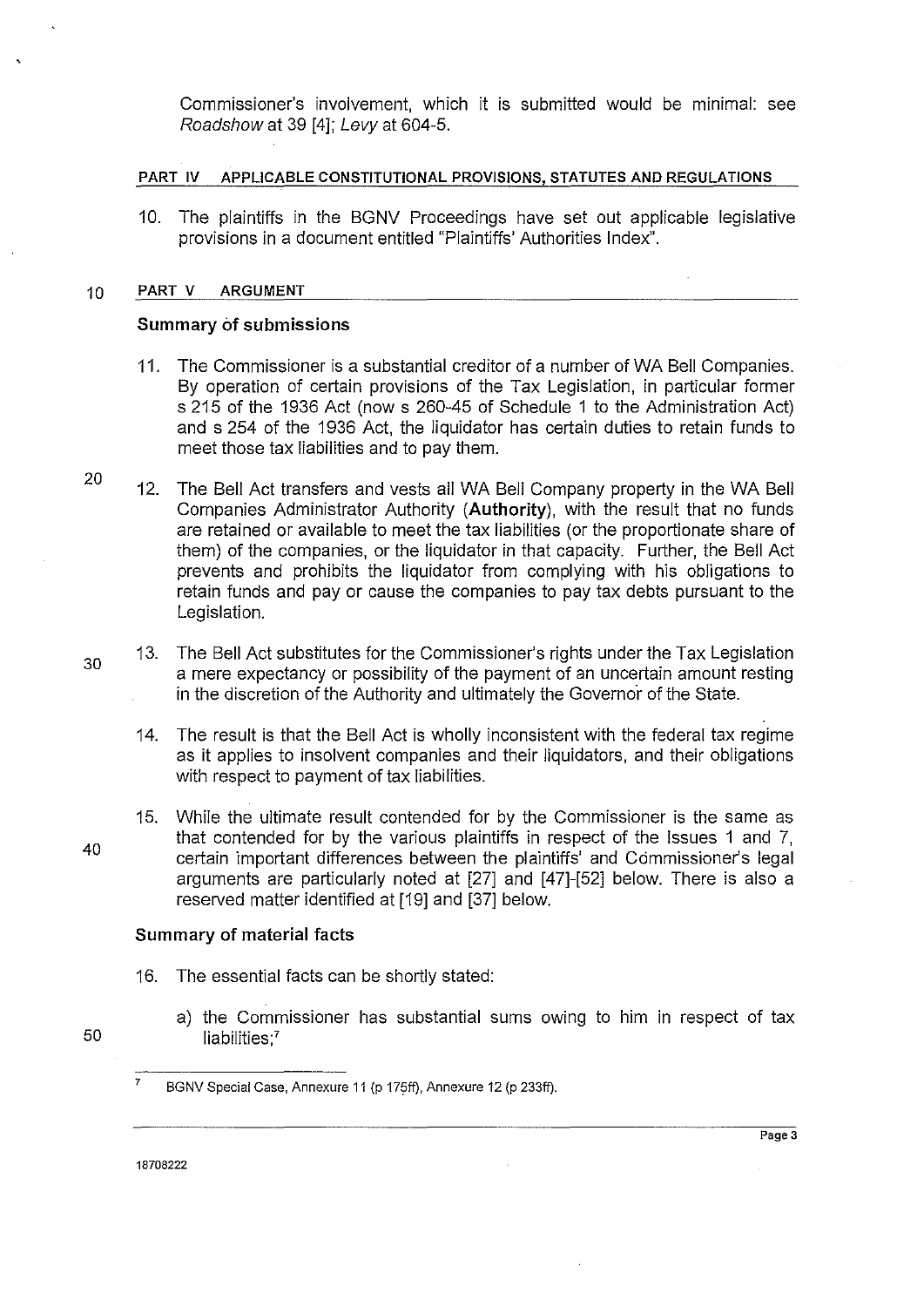Commissioner's involvement, which it is submitted would be minimal: see *Roadshow* at 39 [4]; *Levy* at 604-5.

## PART IV APPLICABLE CONSTITUTIONAL PROVISIONS, STATUTES AND REGULATIONS

10. The plaintiffs in the BGNV Proceedings have set out applicable legislative provisions in a document entitled "Plaintiffs' Authorities Index".

## PART V ARGUMENT

### Summary of submissions

11. The Commissioner is a substantial creditor of a number of WA Bell Companies. By operation of certain provisions of the Tax Legislation, in particular former s 215 of the 1936 Act (now s 260-45 of Schedule 1 to the Administration Act) and s 254 of the 1936 Act, the liquidator has certain duties to retain funds to meet those tax liabilities and to pay them.

12. The Bell Act transfers and vests all WA Bell Company property in the WA Bell Companies Administrator Authority (**Authority**), with the result that no funds are retained or available to meet the tax liabilities (or the proportionate share of them) of the companies, or the liquidator in that capacity. Further, the Bell Act prevents and prohibits the liquidator from complying with his obligations to retain funds and pay or cause the companies to pay tax debts pursuant to the Legislation.

13. The Bell Act substitutes for the Commissioner's rights under the Tax Legislation a mere expectancy or possibility of the payment of an uncertain amount resting in the discretion of the Authority and ultimately the Governor of the State.

14. The result is that the Bell Act is wholly inconsistent with the federal tax regime as it applies to insolvent companies and their liquidators, and their obligations with respect to payment of tax liabilities.

15. While the ultimate result contended for by the Commissioner is the same as that contended for by the various plaintiffs in respect of the Issues 1 and 7, certain important differences between the plaintiffs' and Commissioner's legal arguments are particularly noted at [27] and [47]-[52] below. There is also a reserved matter identified at [19] and [37] below.

### Summary of material facts

16. The essential facts can be shortly stated:

    a) the Commissioner has substantial sums owing to him in respect of tax liabilities;[7]

[7] BGNV Special Case, Annexure 11 (p 175ff), Annexure 12 (p 233ff).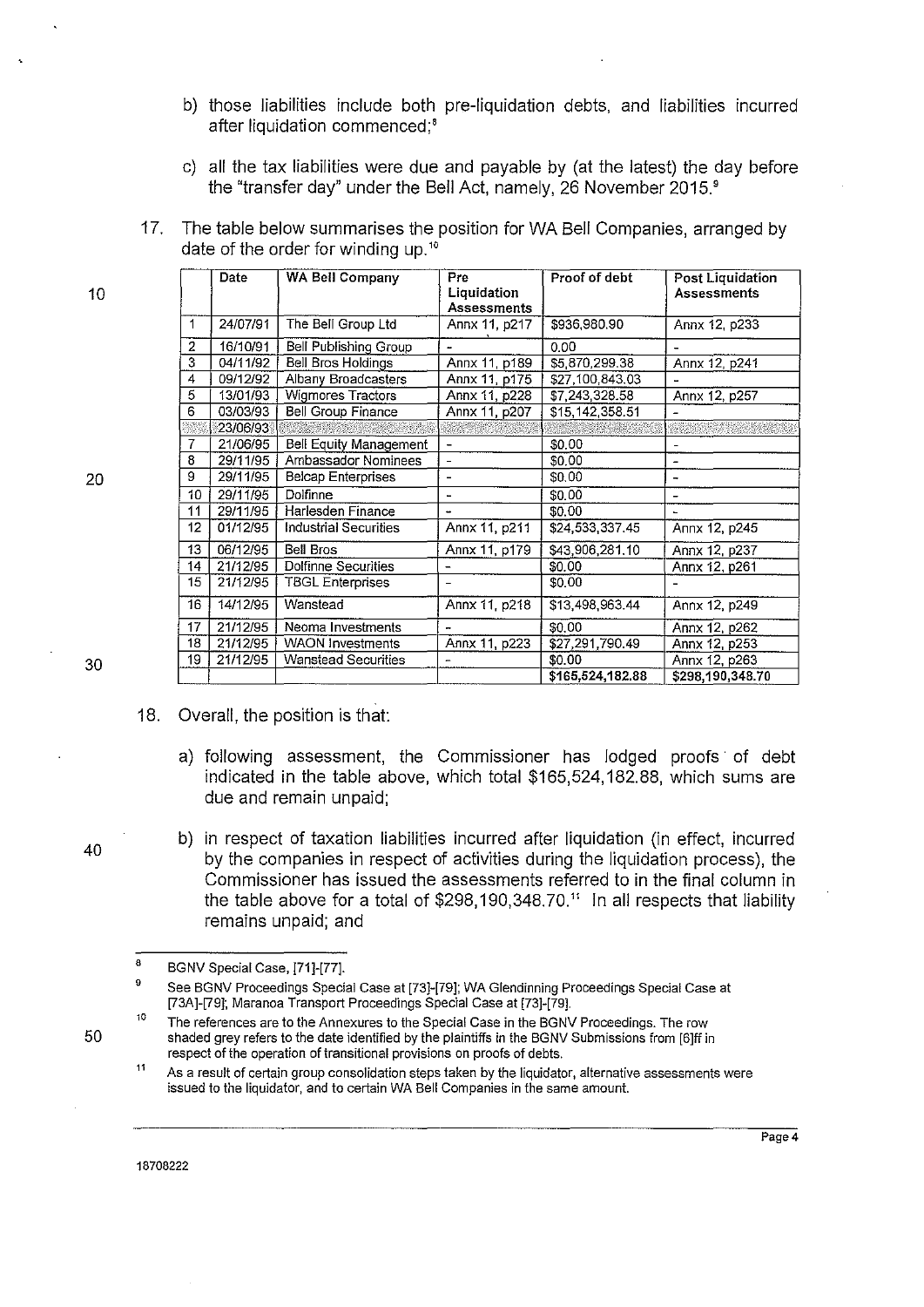b) those liabilities include both pre-liquidation debts, and liabilities incurred after liquidation commenced;[8]

c) all the tax liabilities were due and payable by (at the latest) the day before the "transfer day" under the Bell Act, namely, 26 November 2015.[9]

17. The table below summarises the position for WA Bell Companies, arranged by date of the order for winding up.[10]

| | Date | WA Bell Company | Pre Liquidation Assessments | Proof of debt | Post Liquidation Assessments |
|---|---|---|---|---|---|
| 1 | 24/07/91 | The Bell Group Ltd | Annx 11, p217 | $936,980.90 | Annx 12, p233 |
| 2 | 16/10/91 | Bell Publishing Group | - | 0.00 | - |
| 3 | 04/11/92 | Bell Bros Holdings | Annx 11, p189 | $5,870,299.38 | Annx 12, p241 |
| 4 | 09/12/92 | Albany Broadcasters | Annx 11, p175 | $27,100,843.03 | - |
| 5 | 13/01/93 | Wigmores Tractors | Annx 11, p228 | $7,243,328.58 | Annx 12, p257 |
| 6 | 03/03/93 | Bell Group Finance | Annx 11, p207 | $15,142,358.51 | - |
| | 23/06/93 | | | | |
| 7 | 21/06/95 | Bell Equity Management | - | $0.00 | - |
| 8 | 29/11/95 | Ambassador Nominees | - | $0.00 | - |
| 9 | 29/11/95 | Belcap Enterprises | - | $0.00 | - |
| 10 | 29/11/95 | Dolfinne | - | $0.00 | - |
| 11 | 29/11/95 | Harlesden Finance | - | $0.00 | - |
| 12 | 01/12/95 | Industrial Securities | Annx 11, p211 | $24,533,337.45 | Annx 12, p245 |
| 13 | 06/12/95 | Bell Bros | Annx 11, p179 | $43,906,281.10 | Annx 12, p237 |
| 14 | 21/12/95 | Dolfinne Securities | - | $0.00 | Annx 12, p261 |
| 15 | 21/12/95 | TBGL Enterprises | - | $0.00 | - |
| 16 | 14/12/95 | Wanstead | Annx 11, p218 | $13,498,963.44 | Annx 12, p249 |
| 17 | 21/12/95 | Neoma Investments | - | $0.00 | Annx 12, p262 |
| 18 | 21/12/95 | WAON Investments | Annx 11, p223 | $27,291,790.49 | Annx 12, p253 |
| 19 | 21/12/95 | Wanstead Securities | - | $0.00 | Annx 12, p263 |
| | | | | $165,524,182.88 | $298,190,348.70 |

18. Overall, the position is that:

a) following assessment, the Commissioner has lodged proofs of debt indicated in the table above, which total $165,524,182.88, which sums are due and remain unpaid;

b) in respect of taxation liabilities incurred after liquidation (in effect, incurred by the companies in respect of activities during the liquidation process), the Commissioner has issued the assessments referred to in the final column in the table above for a total of $298,190,348.70.[11] In all respects that liability remains unpaid; and

---

[8] BGNV Special Case, [71]-[77].

[9] See BGNV Proceedings Special Case at [73]-[79]; WA Glendinning Proceedings Special Case at [73A]-[79]; Maranoa Transport Proceedings Special Case at [73]-[79].

[10] The references are to the Annexures to the Special Case in the BGNV Proceedings. The row shaded grey refers to the date identified by the plaintiffs in the BGNV Submissions from [6]ff in respect of the operation of transitional provisions on proofs of debts.

[11] As a result of certain group consolidation steps taken by the liquidator, alternative assessments were issued to the liquidator, and to certain WA Bell Companies in the same amount.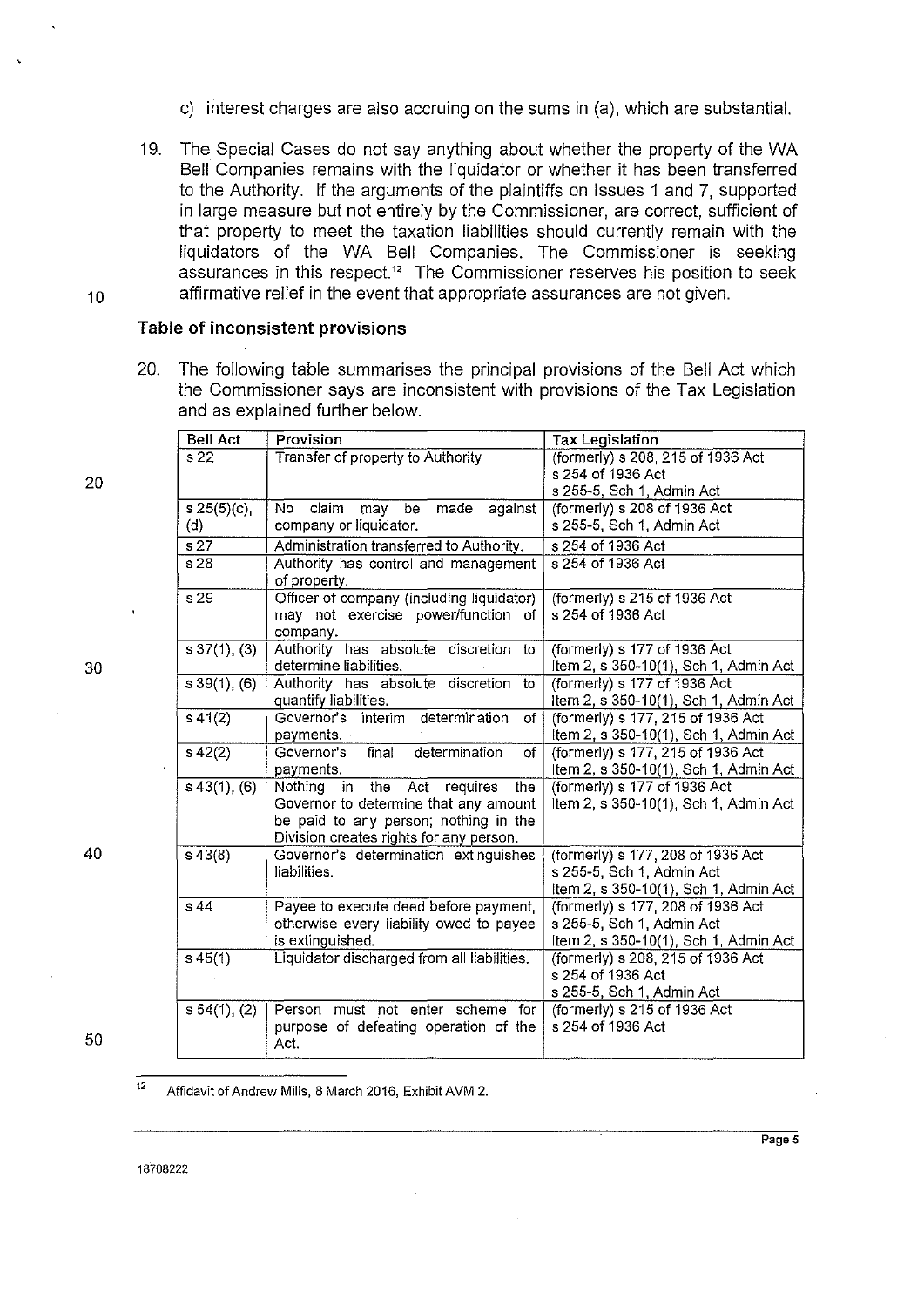c) interest charges are also accruing on the sums in (a), which are substantial.

19. The Special Cases do not say anything about whether the property of the WA Bell Companies remains with the liquidator or whether it has been transferred to the Authority. If the arguments of the plaintiffs on Issues 1 and 7, supported in large measure but not entirely by the Commissioner, are correct, sufficient of that property to meet the taxation liabilities should currently remain with the liquidators of the WA Bell Companies. The Commissioner is seeking assurances in this respect.[12] The Commissioner reserves his position to seek affirmative relief in the event that appropriate assurances are not given.

### Table of inconsistent provisions

20. The following table summarises the principal provisions of the Bell Act which the Commissioner says are inconsistent with provisions of the Tax Legislation and as explained further below.

| Bell Act | Provision | Tax Legislation |
|---|---|---|
| s 22 | Transfer of property to Authority | (formerly) s 208, 215 of 1936 Act<br>s 254 of 1936 Act<br>s 255-5, Sch 1, Admin Act |
| s 25(5)(c), (d) | No claim may be made against company or liquidator. | (formerly) s 208 of 1936 Act<br>s 255-5, Sch 1, Admin Act |
| s 27 | Administration transferred to Authority. | s 254 of 1936 Act |
| s 28 | Authority has control and management of property. | s 254 of 1936 Act |
| s 29 | Officer of company (including liquidator) may not exercise power/function of company. | (formerly) s 215 of 1936 Act<br>s 254 of 1936 Act |
| s 37(1), (3) | Authority has absolute discretion to determine liabilities. | (formerly) s 177 of 1936 Act<br>Item 2, s 350-10(1), Sch 1, Admin Act |
| s 39(1), (6) | Authority has absolute discretion to quantify liabilities. | (formerly) s 177 of 1936 Act<br>Item 2, s 350-10(1), Sch 1, Admin Act |
| s 41(2) | Governor's interim determination of payments. | (formerly) s 177, 215 of 1936 Act<br>Item 2, s 350-10(1), Sch 1, Admin Act |
| s 42(2) | Governor's final determination of payments. | (formerly) s 177, 215 of 1936 Act<br>Item 2, s 350-10(1), Sch 1, Admin Act |
| s 43(1), (6) | Nothing in the Act requires the Governor to determine that any amount be paid to any person; nothing in the Division creates rights for any person. | (formerly) s 177 of 1936 Act<br>Item 2, s 350-10(1), Sch 1, Admin Act |
| s 43(8) | Governor's determination extinguishes liabilities. | (formerly) s 177, 208 of 1936 Act<br>s 255-5, Sch 1, Admin Act<br>Item 2, s 350-10(1), Sch 1, Admin Act |
| s 44 | Payee to execute deed before payment, otherwise every liability owed to payee is extinguished. | (formerly) s 177, 208 of 1936 Act<br>s 255-5, Sch 1, Admin Act<br>Item 2, s 350-10(1), Sch 1, Admin Act |
| s 45(1) | Liquidator discharged from all liabilities. | (formerly) s 208, 215 of 1936 Act<br>s 254 of 1936 Act<br>s 255-5, Sch 1, Admin Act |
| s 54(1), (2) | Person must not enter scheme for purpose of defeating operation of the Act. | (formerly) s 215 of 1936 Act<br>s 254 of 1936 Act |

[12] Affidavit of Andrew Mills, 8 March 2016, Exhibit AVM 2.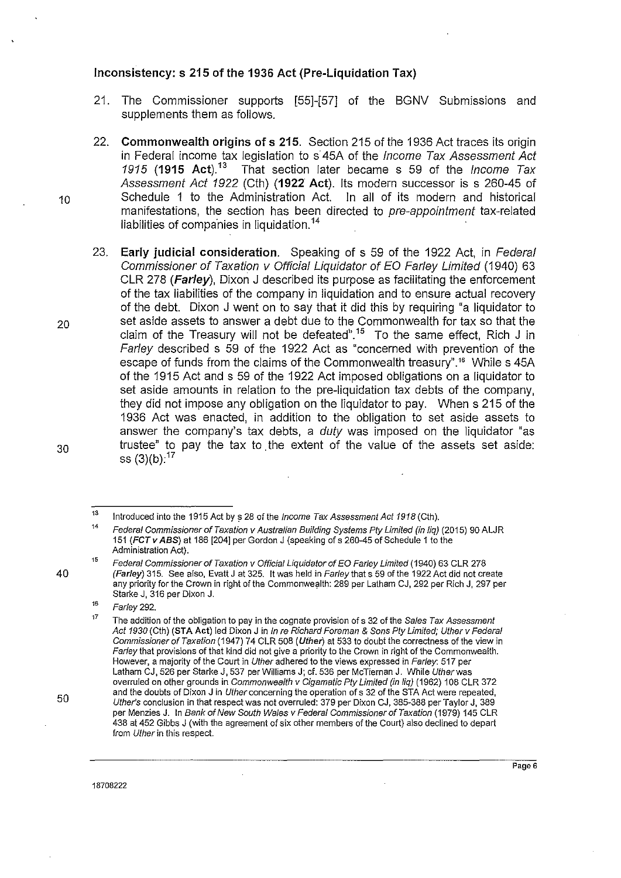### Inconsistency: s 215 of the 1936 Act (Pre-Liquidation Tax)

21. The Commissioner supports [55]-[57] of the BGNV Submissions and supplements them as follows.

22. **Commonwealth origins of s 215**. Section 215 of the 1936 Act traces its origin in Federal income tax legislation to s 45A of the *Income Tax Assessment Act 1915* (**1915 Act**).[13] That section later became s 59 of the *Income Tax Assessment Act 1922* (Cth) (**1922 Act**). Its modern successor is s 260-45 of Schedule 1 to the Administration Act. In all of its modern and historical manifestations, the section has been directed to *pre-appointment* tax-related liabilities of companies in liquidation.[14]

23. **Early judicial consideration**. Speaking of s 59 of the 1922 Act, in *Federal Commissioner of Taxation v Official Liquidator of EO Farley Limited* (1940) 63 CLR 278 (***Farley***), Dixon J described its purpose as facilitating the enforcement of the tax liabilities of the company in liquidation and to ensure actual recovery of the debt. Dixon J went on to say that it did this by requiring "a liquidator to set aside assets to answer a debt due to the Commonwealth for tax so that the claim of the Treasury will not be defeated".[15] To the same effect, Rich J in *Farley* described s 59 of the 1922 Act as "concerned with prevention of the escape of funds from the claims of the Commonwealth treasury".[16] While s 45A of the 1915 Act and s 59 of the 1922 Act imposed obligations on a liquidator to set aside amounts in relation to the pre-liquidation tax debts of the company, they did not impose any obligation on the liquidator to pay. When s 215 of the 1936 Act was enacted, in addition to the obligation to set aside assets to answer the company's tax debts, a *duty* was imposed on the liquidator "as trustee" to pay the tax to the extent of the value of the assets set aside: ss (3)(b):[17]

---

[13] Introduced into the 1915 Act by s 28 of the *Income Tax Assessment Act 1918* (Cth).

[14] *Federal Commissioner of Taxation v Australian Building Systems Pty Limited (in liq)* (2015) 90 ALJR 151 (***FCT v ABS***) at 186 [204] per Gordon J (speaking of s 260-45 of Schedule 1 to the Administration Act).

[15] *Federal Commissioner of Taxation v Official Liquidator of EO Farley Limited* (1940) 63 CLR 278 (***Farley***) 315. See also, Evatt J at 325. It was held in *Farley* that s 59 of the 1922 Act did not create any priority for the Crown in right of the Commonwealth: 289 per Latham CJ, 292 per Rich J, 297 per Starke J, 316 per Dixon J.

[16] *Farley* 292.

[17] The addition of the obligation to pay in the cognate provision of s 32 of the *Sales Tax Assessment Act 1930* (Cth) (**STA Act**) led Dixon J in *In re Richard Foreman & Sons Pty Limited; Uther v Federal Commissioner of Taxation* (1947) 74 CLR 508 (***Uther***) at 533 to doubt the correctness of the view in *Farley* that provisions of that kind did not give a priority to the Crown in right of the Commonwealth. However, a majority of the Court in *Uther* adhered to the views expressed in *Farley*: 517 per Latham CJ, 526 per Starke J, 537 per Williams J; cf. 536 per McTiernan J. While *Uther* was overruled on other grounds in *Commonwealth v Cigamatic Pty Limited (in liq)* (1962) 108 CLR 372 and the doubts of Dixon J in *Uther* concerning the operation of s 32 of the STA Act were repeated, *Uther's* conclusion in that respect was not overruled: 379 per Dixon CJ, 385-388 per Taylor J, 389 per Menzies J. In *Bank of New South Wales v Federal Commissioner of Taxation* (1979) 145 CLR 438 at 452 Gibbs J (with the agreement of six other members of the Court) also declined to depart from *Uther* in this respect.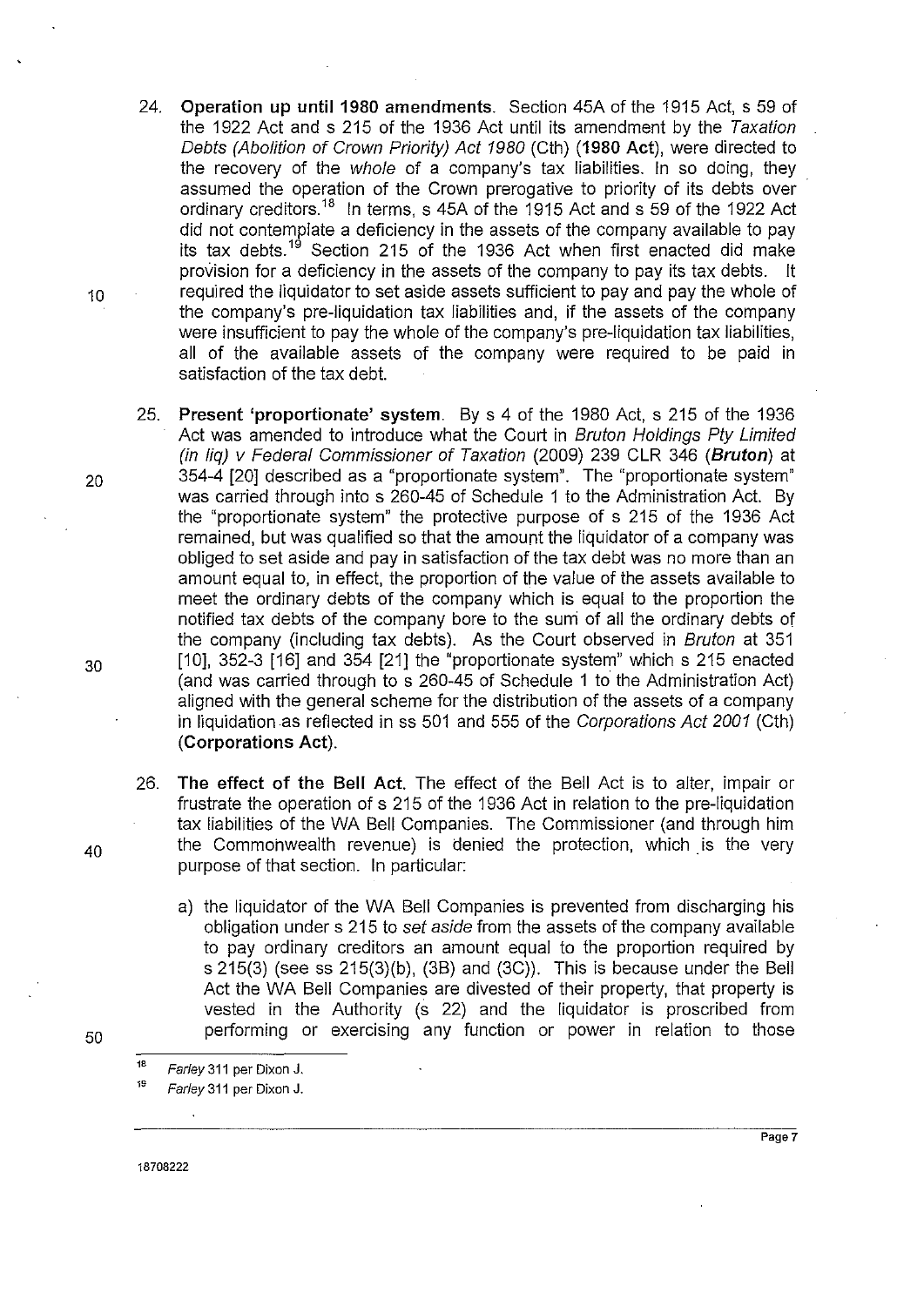24. **Operation up until 1980 amendments**. Section 45A of the 1915 Act, s 59 of the 1922 Act and s 215 of the 1936 Act until its amendment by the *Taxation Debts (Abolition of Crown Priority) Act 1980* (Cth) (**1980 Act**), were directed to the recovery of the *whole* of a company's tax liabilities. In so doing, they assumed the operation of the Crown prerogative to priority of its debts over ordinary creditors.[18] In terms, s 45A of the 1915 Act and s 59 of the 1922 Act did not contemplate a deficiency in the assets of the company available to pay its tax debts.[19] Section 215 of the 1936 Act when first enacted did make provision for a deficiency in the assets of the company to pay its tax debts. It required the liquidator to set aside assets sufficient to pay and pay the whole of the company's pre-liquidation tax liabilities and, if the assets of the company were insufficient to pay the whole of the company's pre-liquidation tax liabilities, all of the available assets of the company were required to be paid in satisfaction of the tax debt.

25. **Present 'proportionate' system**. By s 4 of the 1980 Act, s 215 of the 1936 Act was amended to introduce what the Court in *Bruton Holdings Pty Limited (in liq) v Federal Commissioner of Taxation* (2009) 239 CLR 346 (***Bruton***) at 354-4 [20] described as a "proportionate system". The "proportionate system" was carried through into s 260-45 of Schedule 1 to the Administration Act. By the "proportionate system" the protective purpose of s 215 of the 1936 Act remained, but was qualified so that the amount the liquidator of a company was obliged to set aside and pay in satisfaction of the tax debt was no more than an amount equal to, in effect, the proportion of the value of the assets available to meet the ordinary debts of the company which is equal to the proportion the notified tax debts of the company bore to the sum of all the ordinary debts of the company (including tax debts). As the Court observed in *Bruton* at 351 [10], 352-3 [16] and 354 [21] the "proportionate system" which s 215 enacted (and was carried through to s 260-45 of Schedule 1 to the Administration Act) aligned with the general scheme for the distribution of the assets of a company in liquidation as reflected in ss 501 and 555 of the *Corporations Act 2001* (Cth) (**Corporations Act**).

26. **The effect of the Bell Act**. The effect of the Bell Act is to alter, impair or frustrate the operation of s 215 of the 1936 Act in relation to the pre-liquidation tax liabilities of the WA Bell Companies. The Commissioner (and through him the Commonwealth revenue) is denied the protection, which is the very purpose of that section. In particular:

    a) the liquidator of the WA Bell Companies is prevented from discharging his obligation under s 215 to *set aside* from the assets of the company available to pay ordinary creditors an amount equal to the proportion required by s 215(3) (see ss 215(3)(b), (3B) and (3C)). This is because under the Bell Act the WA Bell Companies are divested of their property, that property is vested in the Authority (s 22) and the liquidator is proscribed from performing or exercising any function or power in relation to those

---

[18] *Farley* 311 per Dixon J.

[19] *Farley* 311 per Dixon J.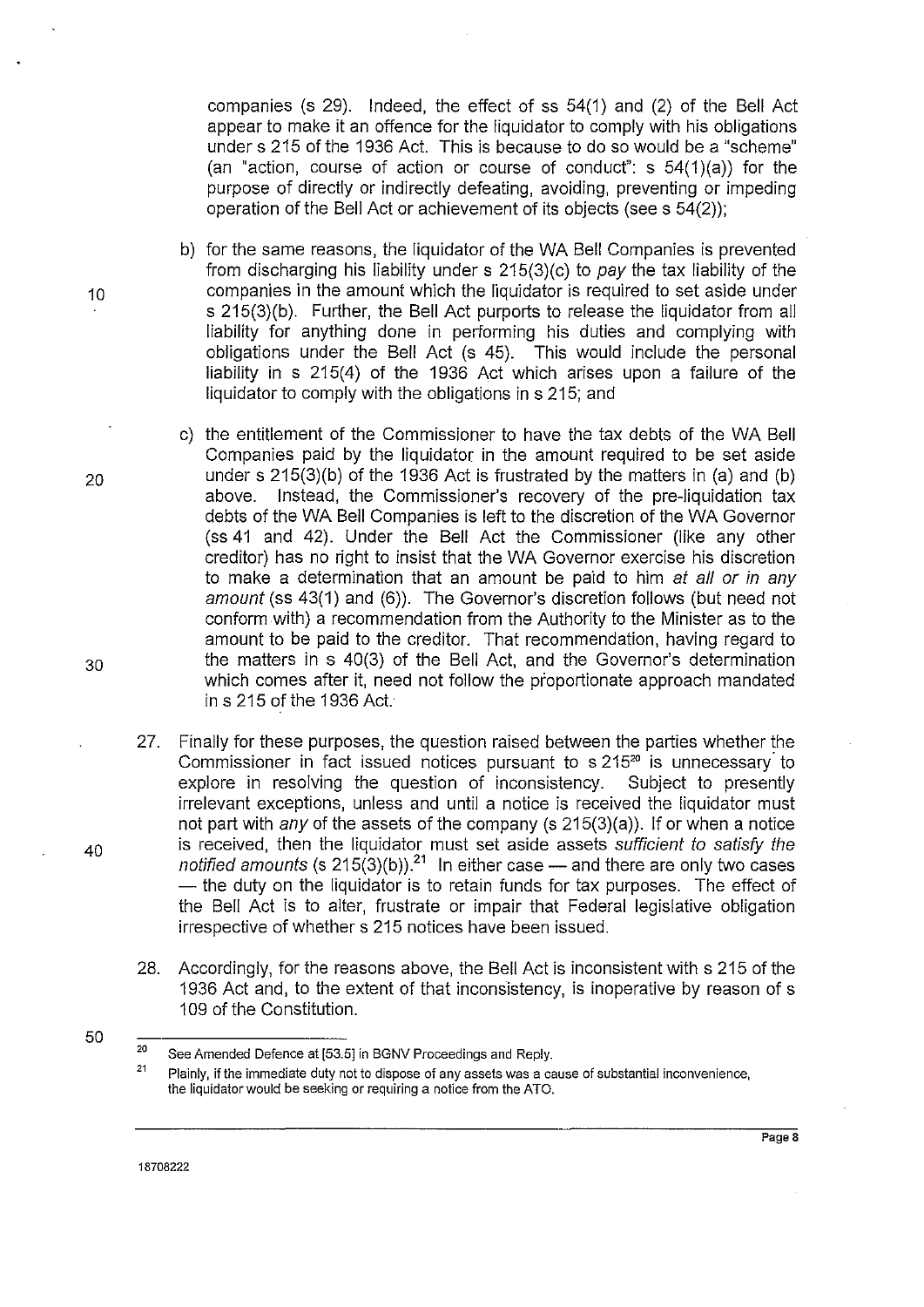companies (s 29). Indeed, the effect of ss 54(1) and (2) of the Bell Act appear to make it an offence for the liquidator to comply with his obligations under s 215 of the 1936 Act. This is because to do so would be a "scheme" (an "action, course of action or course of conduct": s 54(1)(a)) for the purpose of directly or indirectly defeating, avoiding, preventing or impeding operation of the Bell Act or achievement of its objects (see s 54(2));

b) for the same reasons, the liquidator of the WA Bell Companies is prevented from discharging his liability under s 215(3)(c) to *pay* the tax liability of the companies in the amount which the liquidator is required to set aside under s 215(3)(b). Further, the Bell Act purports to release the liquidator from all liability for anything done in performing his duties and complying with obligations under the Bell Act (s 45). This would include the personal liability in s 215(4) of the 1936 Act which arises upon a failure of the liquidator to comply with the obligations in s 215; and

c) the entitlement of the Commissioner to have the tax debts of the WA Bell Companies paid by the liquidator in the amount required to be set aside under s 215(3)(b) of the 1936 Act is frustrated by the matters in (a) and (b) above. Instead, the Commissioner's recovery of the pre-liquidation tax debts of the WA Bell Companies is left to the discretion of the WA Governor (ss 41 and 42). Under the Bell Act the Commissioner (like any other creditor) has no right to insist that the WA Governor exercise his discretion to make a determination that an amount be paid to him *at all or in any amount* (ss 43(1) and (6)). The Governor's discretion follows (but need not conform with) a recommendation from the Authority to the Minister as to the amount to be paid to the creditor. That recommendation, having regard to the matters in s 40(3) of the Bell Act, and the Governor's determination which comes after it, need not follow the proportionate approach mandated in s 215 of the 1936 Act.

27. Finally for these purposes, the question raised between the parties whether the Commissioner in fact issued notices pursuant to s 215[20] is unnecessary to explore in resolving the question of inconsistency. Subject to presently irrelevant exceptions, unless and until a notice is received the liquidator must not part with *any* of the assets of the company (s 215(3)(a)). If or when a notice is received, then the liquidator must set aside assets *sufficient to satisfy the notified amounts* (s 215(3)(b)).[21] In either case — and there are only two cases — the duty on the liquidator is to retain funds for tax purposes. The effect of the Bell Act is to alter, frustrate or impair that Federal legislative obligation irrespective of whether s 215 notices have been issued.

28. Accordingly, for the reasons above, the Bell Act is inconsistent with s 215 of the 1936 Act and, to the extent of that inconsistency, is inoperative by reason of s 109 of the Constitution.

---

[20] See Amended Defence at [53.5] in BGNV Proceedings and Reply.

[21] Plainly, if the immediate duty not to dispose of any assets was a cause of substantial inconvenience, the liquidator would be seeking or requiring a notice from the ATO.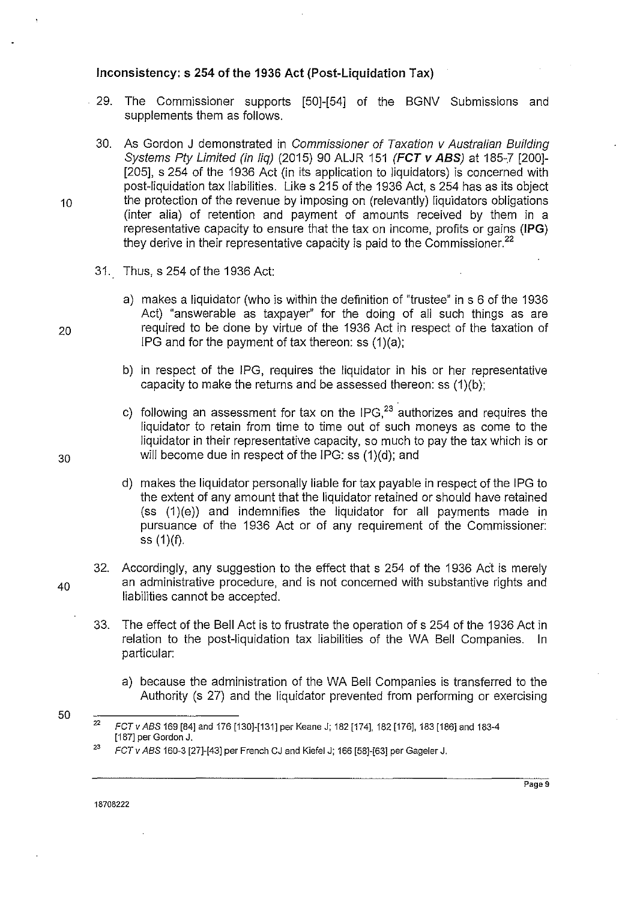### Inconsistency: s 254 of the 1936 Act (Post-Liquidation Tax)

29. The Commissioner supports [50]-[54] of the BGNV Submissions and supplements them as follows.

30. As Gordon J demonstrated in *Commissioner of Taxation v Australian Building Systems Pty Limited (in liq)* (2015) 90 ALJR 151 ***(FCT v ABS)*** at 185-7 [200]-[205], s 254 of the 1936 Act (in its application to liquidators) is concerned with post-liquidation tax liabilities. Like s 215 of the 1936 Act, s 254 has as its object the protection of the revenue by imposing on (relevantly) liquidators obligations (inter alia) of retention and payment of amounts received by them in a representative capacity to ensure that the tax on income, profits or gains **(IPG)** they derive in their representative capacity is paid to the Commissioner.[22]

31. Thus, s 254 of the 1936 Act:

    a) makes a liquidator (who is within the definition of "trustee" in s 6 of the 1936 Act) "answerable as taxpayer" for the doing of all such things as are required to be done by virtue of the 1936 Act in respect of the taxation of IPG and for the payment of tax thereon: ss (1)(a);

    b) in respect of the IPG, requires the liquidator in his or her representative capacity to make the returns and be assessed thereon: ss (1)(b);

    c) following an assessment for tax on the IPG,[23] authorizes and requires the liquidator to retain from time to time out of such moneys as come to the liquidator in their representative capacity, so much to pay the tax which is or will become due in respect of the IPG: ss (1)(d); and

    d) makes the liquidator personally liable for tax payable in respect of the IPG to the extent of any amount that the liquidator retained or should have retained (ss (1)(e)) and indemnifies the liquidator for all payments made in pursuance of the 1936 Act or of any requirement of the Commissioner: ss (1)(f).

32. Accordingly, any suggestion to the effect that s 254 of the 1936 Act is merely an administrative procedure, and is not concerned with substantive rights and liabilities cannot be accepted.

33. The effect of the Bell Act is to frustrate the operation of s 254 of the 1936 Act in relation to the post-liquidation tax liabilities of the WA Bell Companies. In particular:

    a) because the administration of the WA Bell Companies is transferred to the Authority (s 27) and the liquidator prevented from performing or exercising

---

[22] *FCT v ABS* 169 [84] and 176 [130]-[131] per Keane J; 182 [174], 182 [176], 183 [186] and 183-4 [187] per Gordon J.

[23] *FCT v ABS* 160-3 [27]-[43] per French CJ and Kiefel J; 166 [58]-[63] per Gageler J.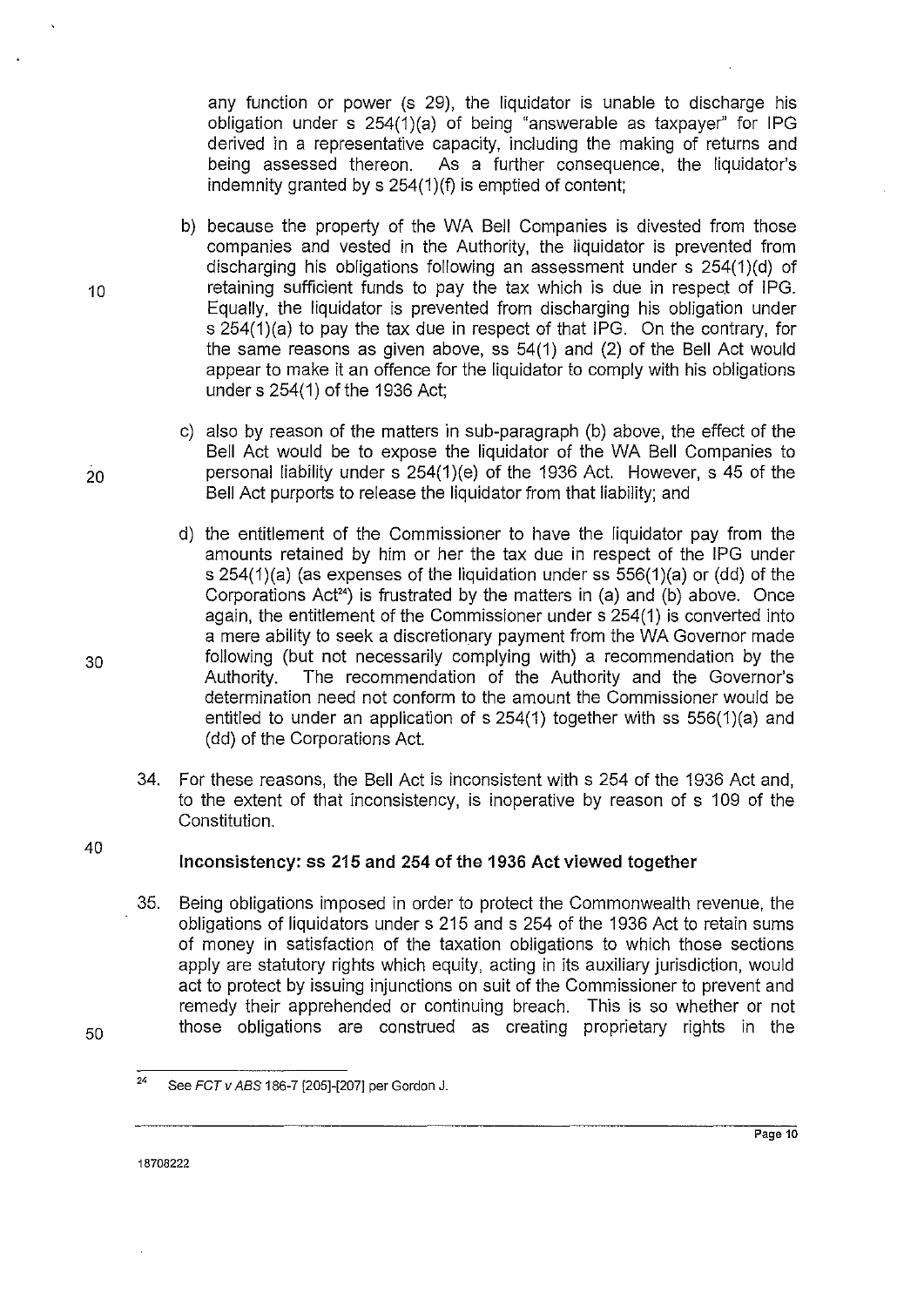any function or power (s 29), the liquidator is unable to discharge his obligation under s 254(1)(a) of being "answerable as taxpayer" for IPG derived in a representative capacity, including the making of returns and being assessed thereon. As a further consequence, the liquidator's indemnity granted by s 254(1)(f) is emptied of content;

b) because the property of the WA Bell Companies is divested from those companies and vested in the Authority, the liquidator is prevented from discharging his obligations following an assessment under s 254(1)(d) of retaining sufficient funds to pay the tax which is due in respect of IPG. Equally, the liquidator is prevented from discharging his obligation under s 254(1)(a) to pay the tax due in respect of that IPG. On the contrary, for the same reasons as given above, ss 54(1) and (2) of the Bell Act would appear to make it an offence for the liquidator to comply with his obligations under s 254(1) of the 1936 Act;

c) also by reason of the matters in sub-paragraph (b) above, the effect of the Bell Act would be to expose the liquidator of the WA Bell Companies to personal liability under s 254(1)(e) of the 1936 Act. However, s 45 of the Bell Act purports to release the liquidator from that liability; and

d) the entitlement of the Commissioner to have the liquidator pay from the amounts retained by him or her the tax due in respect of the IPG under s 254(1)(a) (as expenses of the liquidation under ss 556(1)(a) or (dd) of the Corporations Act[24]) is frustrated by the matters in (a) and (b) above. Once again, the entitlement of the Commissioner under s 254(1) is converted into a mere ability to seek a discretionary payment from the WA Governor made following (but not necessarily complying with) a recommendation by the Authority. The recommendation of the Authority and the Governor's determination need not conform to the amount the Commissioner would be entitled to under an application of s 254(1) together with ss 556(1)(a) and (dd) of the Corporations Act.

34. For these reasons, the Bell Act is inconsistent with s 254 of the 1936 Act and, to the extent of that inconsistency, is inoperative by reason of s 109 of the Constitution.

### Inconsistency: ss 215 and 254 of the 1936 Act viewed together

35. Being obligations imposed in order to protect the Commonwealth revenue, the obligations of liquidators under s 215 and s 254 of the 1936 Act to retain sums of money in satisfaction of the taxation obligations to which those sections apply are statutory rights which equity, acting in its auxiliary jurisdiction, would act to protect by issuing injunctions on suit of the Commissioner to prevent and remedy their apprehended or continuing breach. This is so whether or not those obligations are construed as creating proprietary rights in the

---

[24] See *FCT v ABS* 186-7 [205]-[207] per Gordon J.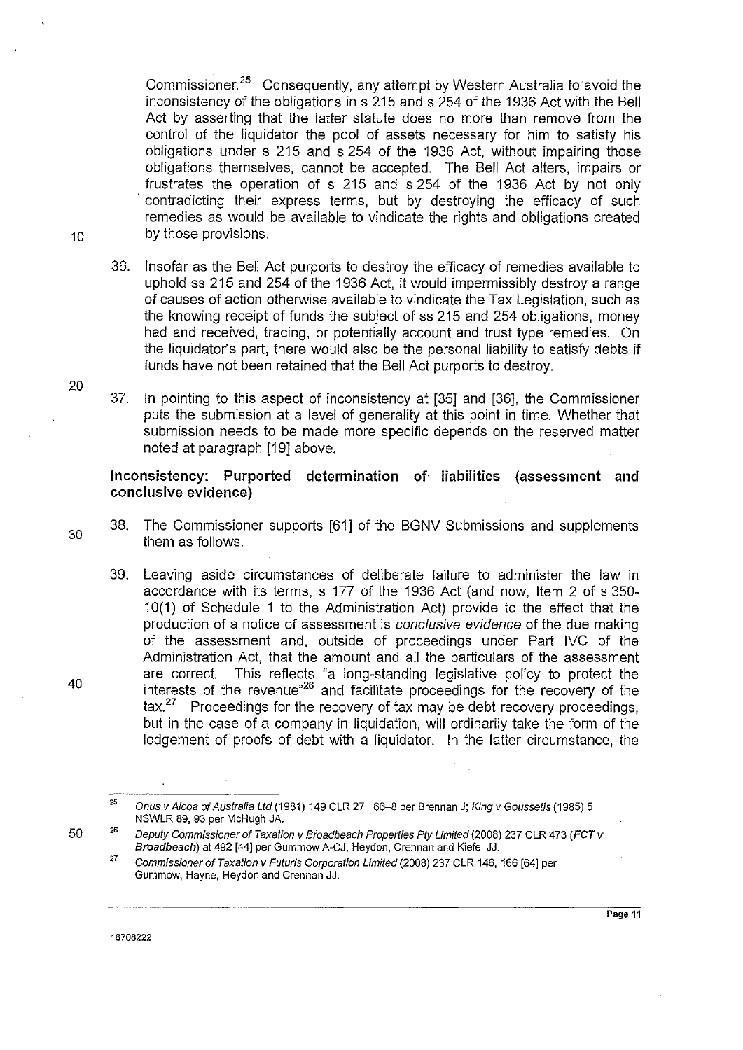Commissioner.[25] Consequently, any attempt by Western Australia to avoid the inconsistency of the obligations in s 215 and s 254 of the 1936 Act with the Bell Act by asserting that the latter statute does no more than remove from the control of the liquidator the pool of assets necessary for him to satisfy his obligations under s 215 and s 254 of the 1936 Act, without impairing those obligations themselves, cannot be accepted. The Bell Act alters, impairs or frustrates the operation of s 215 and s 254 of the 1936 Act by not only contradicting their express terms, but by destroying the efficacy of such remedies as would be available to vindicate the rights and obligations created by those provisions.

36. Insofar as the Bell Act purports to destroy the efficacy of remedies available to uphold ss 215 and 254 of the 1936 Act, it would impermissibly destroy a range of causes of action otherwise available to vindicate the Tax Legislation, such as the knowing receipt of funds the subject of ss 215 and 254 obligations, money had and received, tracing, or potentially account and trust type remedies. On the liquidator's part, there would also be the personal liability to satisfy debts if funds have not been retained that the Bell Act purports to destroy.

37. In pointing to this aspect of inconsistency at [35] and [36], the Commissioner puts the submission at a level of generality at this point in time. Whether that submission needs to be made more specific depends on the reserved matter noted at paragraph [19] above.

### Inconsistency: Purported determination of liabilities (assessment and conclusive evidence)

38. The Commissioner supports [61] of the BGNV Submissions and supplements them as follows.

39. Leaving aside circumstances of deliberate failure to administer the law in accordance with its terms, s 177 of the 1936 Act (and now, Item 2 of s 350-10(1) of Schedule 1 to the Administration Act) provide to the effect that the production of a notice of assessment is *conclusive evidence* of the due making of the assessment and, outside of proceedings under Part IVC of the Administration Act, that the amount and all the particulars of the assessment are correct. This reflects "a long-standing legislative policy to protect the interests of the revenue"[26] and facilitate proceedings for the recovery of the tax.[27] Proceedings for the recovery of tax may be debt recovery proceedings, but in the case of a company in liquidation, will ordinarily take the form of the lodgement of proofs of debt with a liquidator. In the latter circumstance, the

---

[25] *Onus v Alcoa of Australia Ltd* (1981) 149 CLR 27, 66–8 per Brennan J; *King v Goussetis* (1985) 5 NSWLR 89, 93 per McHugh JA.

[26] *Deputy Commissioner of Taxation v Broadbeach Properties Pty Limited* (2008) 237 CLR 473 (***FCT v Broadbeach***) at 492 [44] per Gummow A-CJ, Heydon, Crennan and Kiefel JJ.

[27] *Commissioner of Taxation v Futuris Corporation Limited* (2008) 237 CLR 146, 166 [64] per Gummow, Hayne, Heydon and Crennan JJ.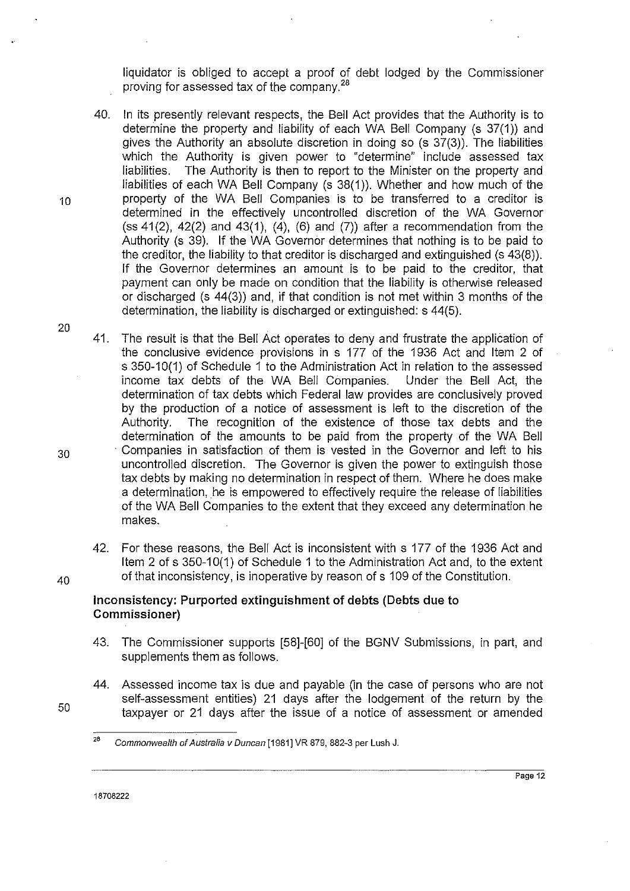liquidator is obliged to accept a proof of debt lodged by the Commissioner proving for assessed tax of the company.[28]

40. In its presently relevant respects, the Bell Act provides that the Authority is to determine the property and liability of each WA Bell Company (s 37(1)) and gives the Authority an absolute discretion in doing so (s 37(3)). The liabilities which the Authority is given power to "determine" include assessed tax liabilities. The Authority is then to report to the Minister on the property and liabilities of each WA Bell Company (s 38(1)). Whether and how much of the property of the WA Bell Companies is to be transferred to a creditor is determined in the effectively uncontrolled discretion of the WA Governor (ss 41(2), 42(2) and 43(1), (4), (6) and (7)) after a recommendation from the Authority (s 39). If the WA Governor determines that nothing is to be paid to the creditor, the liability to that creditor is discharged and extinguished (s 43(8)). If the Governor determines an amount is to be paid to the creditor, that payment can only be made on condition that the liability is otherwise released or discharged (s 44(3)) and, if that condition is not met within 3 months of the determination, the liability is discharged or extinguished: s 44(5).

41. The result is that the Bell Act operates to deny and frustrate the application of the conclusive evidence provisions in s 177 of the 1936 Act and Item 2 of s 350-10(1) of Schedule 1 to the Administration Act in relation to the assessed income tax debts of the WA Bell Companies. Under the Bell Act, the determination of tax debts which Federal law provides are conclusively proved by the production of a notice of assessment is left to the discretion of the Authority. The recognition of the existence of those tax debts and the determination of the amounts to be paid from the property of the WA Bell Companies in satisfaction of them is vested in the Governor and left to his uncontrolled discretion. The Governor is given the power to extinguish those tax debts by making no determination in respect of them. Where he does make a determination, he is empowered to effectively require the release of liabilities of the WA Bell Companies to the extent that they exceed any determination he makes.

42. For these reasons, the Bell Act is inconsistent with s 177 of the 1936 Act and Item 2 of s 350-10(1) of Schedule 1 to the Administration Act and, to the extent of that inconsistency, is inoperative by reason of s 109 of the Constitution.

### Inconsistency: Purported extinguishment of debts (Debts due to Commissioner)

43. The Commissioner supports [58]-[60] of the BGNV Submissions, in part, and supplements them as follows.

44. Assessed income tax is due and payable (in the case of persons who are not self-assessment entities) 21 days after the lodgement of the return by the taxpayer or 21 days after the issue of a notice of assessment or amended

---

[28] *Commonwealth of Australia v Duncan* [1981] VR 879, 882-3 per Lush J.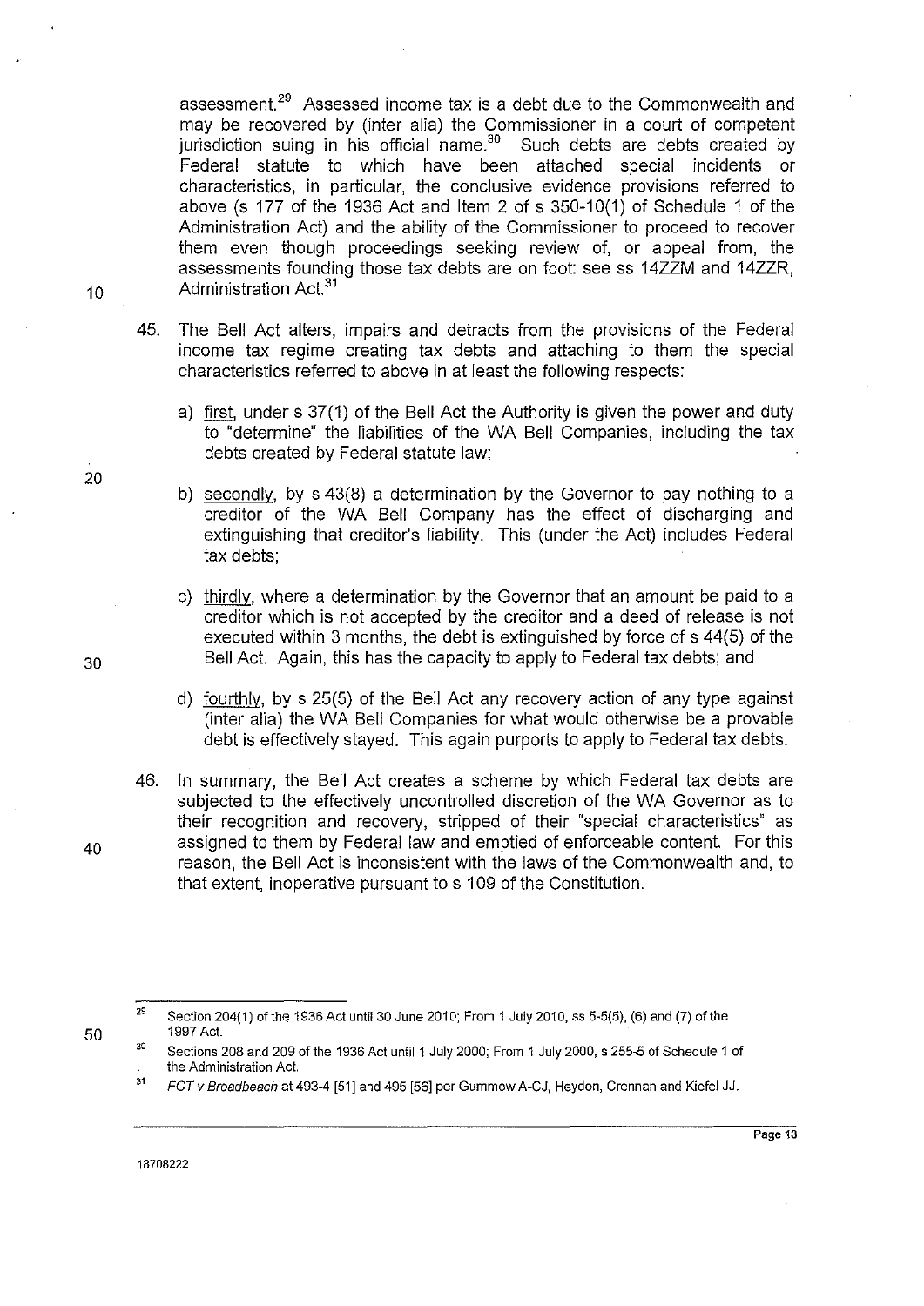assessment.[29] Assessed income tax is a debt due to the Commonwealth and may be recovered by (inter alia) the Commissioner in a court of competent jurisdiction suing in his official name.[30] Such debts are debts created by Federal statute to which have been attached special incidents or characteristics, in particular, the conclusive evidence provisions referred to above (s 177 of the 1936 Act and Item 2 of s 350-10(1) of Schedule 1 of the Administration Act) and the ability of the Commissioner to proceed to recover them even though proceedings seeking review of, or appeal from, the assessments founding those tax debts are on foot: see ss 14ZZM and 14ZZR, Administration Act.[31]

45. The Bell Act alters, impairs and detracts from the provisions of the Federal income tax regime creating tax debts and attaching to them the special characteristics referred to above in at least the following respects:

    a) first, under s 37(1) of the Bell Act the Authority is given the power and duty to "determine" the liabilities of the WA Bell Companies, including the tax debts created by Federal statute law;

    b) secondly, by s 43(8) a determination by the Governor to pay nothing to a creditor of the WA Bell Company has the effect of discharging and extinguishing that creditor's liability. This (under the Act) includes Federal tax debts;

    c) thirdly, where a determination by the Governor that an amount be paid to a creditor which is not accepted by the creditor and a deed of release is not executed within 3 months, the debt is extinguished by force of s 44(5) of the Bell Act. Again, this has the capacity to apply to Federal tax debts; and

    d) fourthly, by s 25(5) of the Bell Act any recovery action of any type against (inter alia) the WA Bell Companies for what would otherwise be a provable debt is effectively stayed. This again purports to apply to Federal tax debts.

46. In summary, the Bell Act creates a scheme by which Federal tax debts are subjected to the effectively uncontrolled discretion of the WA Governor as to their recognition and recovery, stripped of their "special characteristics" as assigned to them by Federal law and emptied of enforceable content. For this reason, the Bell Act is inconsistent with the laws of the Commonwealth and, to that extent, inoperative pursuant to s 109 of the Constitution.

---

[29] Section 204(1) of the 1936 Act until 30 June 2010; From 1 July 2010, ss 5-5(5), (6) and (7) of the 1997 Act.

[30] Sections 208 and 209 of the 1936 Act until 1 July 2000; From 1 July 2000, s 255-5 of Schedule 1 of the Administration Act.

[31] *FCT v Broadbeach* at 493-4 [51] and 495 [56] per Gummow A-CJ, Heydon, Crennan and Kiefel JJ.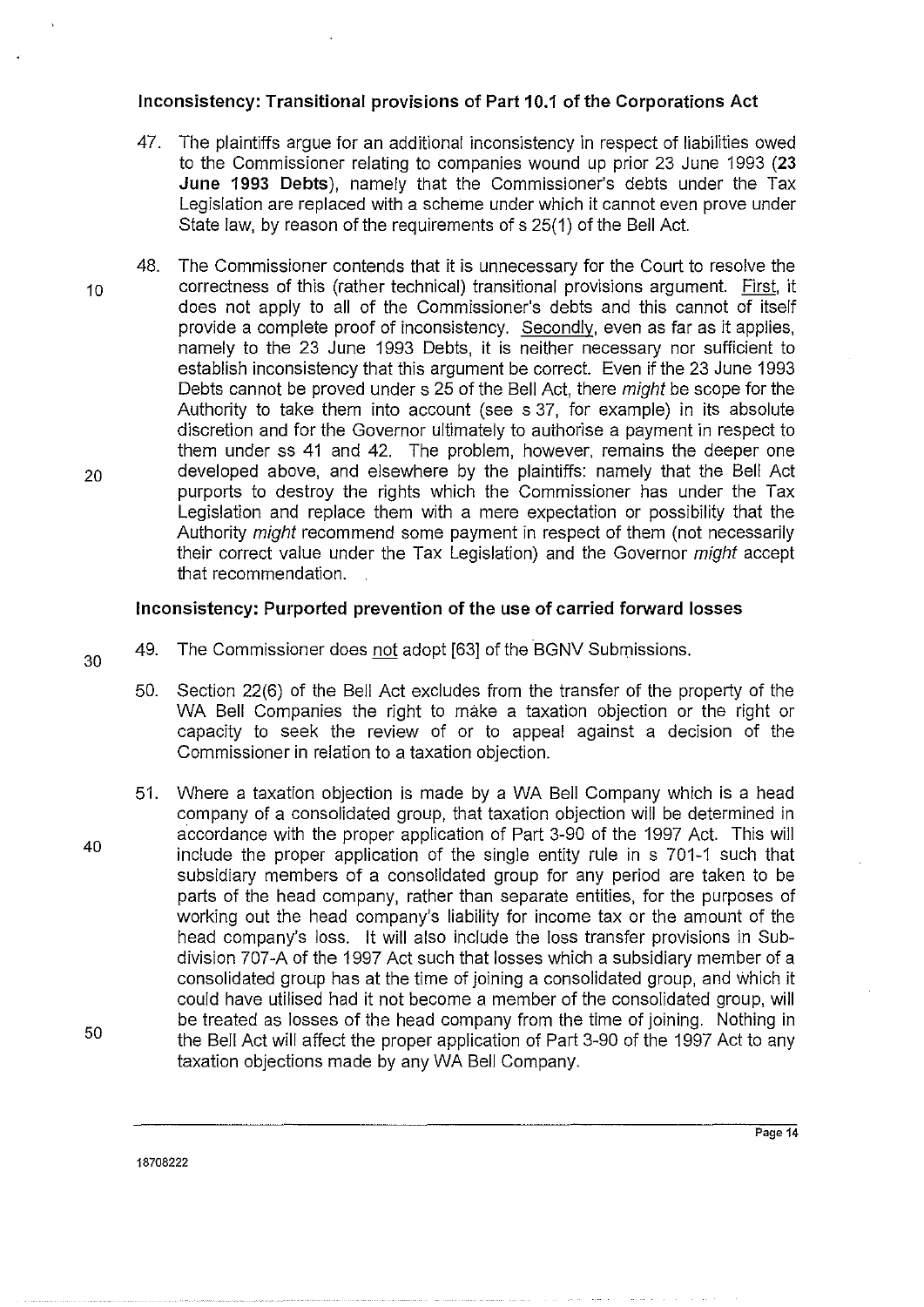### Inconsistency: Transitional provisions of Part 10.1 of the Corporations Act

47. The plaintiffs argue for an additional inconsistency in respect of liabilities owed to the Commissioner relating to companies wound up prior 23 June 1993 (**23 June 1993 Debts**), namely that the Commissioner's debts under the Tax Legislation are replaced with a scheme under which it cannot even prove under State law, by reason of the requirements of s 25(1) of the Bell Act.

48. The Commissioner contends that it is unnecessary for the Court to resolve the correctness of this (rather technical) transitional provisions argument. First, it does not apply to all of the Commissioner's debts and this cannot of itself provide a complete proof of inconsistency. Secondly, even as far as it applies, namely to the 23 June 1993 Debts, it is neither necessary nor sufficient to establish inconsistency that this argument be correct. Even if the 23 June 1993 Debts cannot be proved under s 25 of the Bell Act, there *might* be scope for the Authority to take them into account (see s 37, for example) in its absolute discretion and for the Governor ultimately to authorise a payment in respect to them under ss 41 and 42. The problem, however, remains the deeper one developed above, and elsewhere by the plaintiffs: namely that the Bell Act purports to destroy the rights which the Commissioner has under the Tax Legislation and replace them with a mere expectation or possibility that the Authority *might* recommend some payment in respect of them (not necessarily their correct value under the Tax Legislation) and the Governor *might* accept that recommendation.

### Inconsistency: Purported prevention of the use of carried forward losses

49. The Commissioner does not adopt [63] of the BGNV Submissions.

50. Section 22(6) of the Bell Act excludes from the transfer of the property of the WA Bell Companies the right to make a taxation objection or the right or capacity to seek the review of or to appeal against a decision of the Commissioner in relation to a taxation objection.

51. Where a taxation objection is made by a WA Bell Company which is a head company of a consolidated group, that taxation objection will be determined in accordance with the proper application of Part 3-90 of the 1997 Act. This will include the proper application of the single entity rule in s 701-1 such that subsidiary members of a consolidated group for any period are taken to be parts of the head company, rather than separate entities, for the purposes of working out the head company's liability for income tax or the amount of the head company's loss. It will also include the loss transfer provisions in Sub-division 707-A of the 1997 Act such that losses which a subsidiary member of a consolidated group has at the time of joining a consolidated group, and which it could have utilised had it not become a member of the consolidated group, will be treated as losses of the head company from the time of joining. Nothing in the Bell Act will affect the proper application of Part 3-90 of the 1997 Act to any taxation objections made by any WA Bell Company.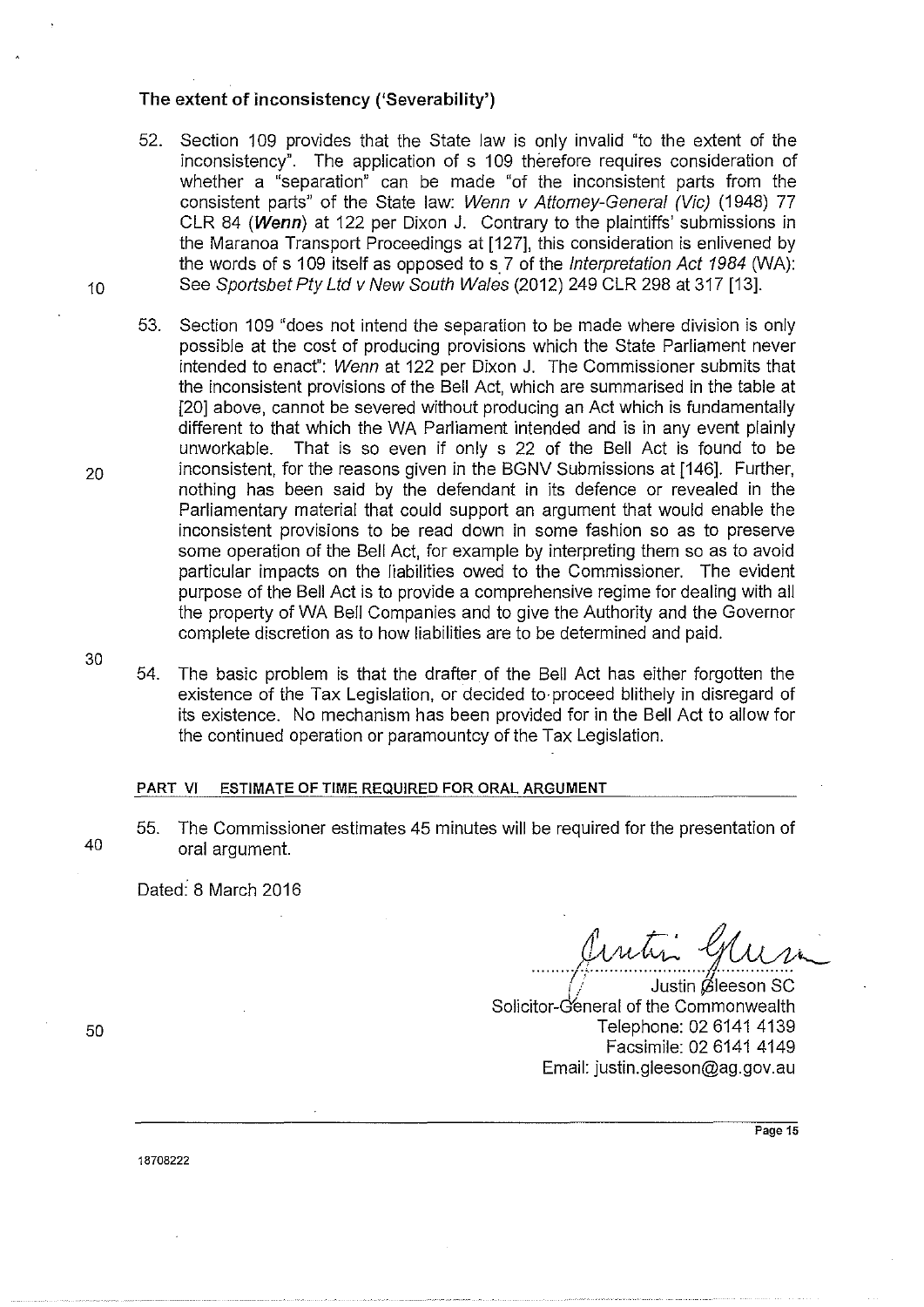### The extent of inconsistency ('Severability')

52. Section 109 provides that the State law is only invalid "to the extent of the inconsistency". The application of s 109 therefore requires consideration of whether a "separation" can be made "of the inconsistent parts from the consistent parts" of the State law: *Wenn v Attorney-General (Vic)* (1948) 77 CLR 84 (***Wenn***) at 122 per Dixon J. Contrary to the plaintiffs' submissions in the Maranoa Transport Proceedings at [127], this consideration is enlivened by the words of s 109 itself as opposed to s 7 of the *Interpretation Act 1984* (WA): See *Sportsbet Pty Ltd v New South Wales* (2012) 249 CLR 298 at 317 [13].

53. Section 109 "does not intend the separation to be made where division is only possible at the cost of producing provisions which the State Parliament never intended to enact": *Wenn* at 122 per Dixon J. The Commissioner submits that the inconsistent provisions of the Bell Act, which are summarised in the table at [20] above, cannot be severed without producing an Act which is fundamentally different to that which the WA Parliament intended and is in any event plainly unworkable. That is so even if only s 22 of the Bell Act is found to be inconsistent, for the reasons given in the BGNV Submissions at [146]. Further, nothing has been said by the defendant in its defence or revealed in the Parliamentary material that could support an argument that would enable the inconsistent provisions to be read down in some fashion so as to preserve some operation of the Bell Act, for example by interpreting them so as to avoid particular impacts on the liabilities owed to the Commissioner. The evident purpose of the Bell Act is to provide a comprehensive regime for dealing with all the property of WA Bell Companies and to give the Authority and the Governor complete discretion as to how liabilities are to be determined and paid.

54. The basic problem is that the drafter of the Bell Act has either forgotten the existence of the Tax Legislation, or decided to proceed blithely in disregard of its existence. No mechanism has been provided for in the Bell Act to allow for the continued operation or paramountcy of the Tax Legislation.

## PART VI ESTIMATE OF TIME REQUIRED FOR ORAL ARGUMENT

55. The Commissioner estimates 45 minutes will be required for the presentation of oral argument.

Dated: 8 March 2016

Justin Gleeson SC
Solicitor-General of the Commonwealth
Telephone: 02 6141 4139
Facsimile: 02 6141 4149
Email: justin.gleeson@ag.gov.au

18708222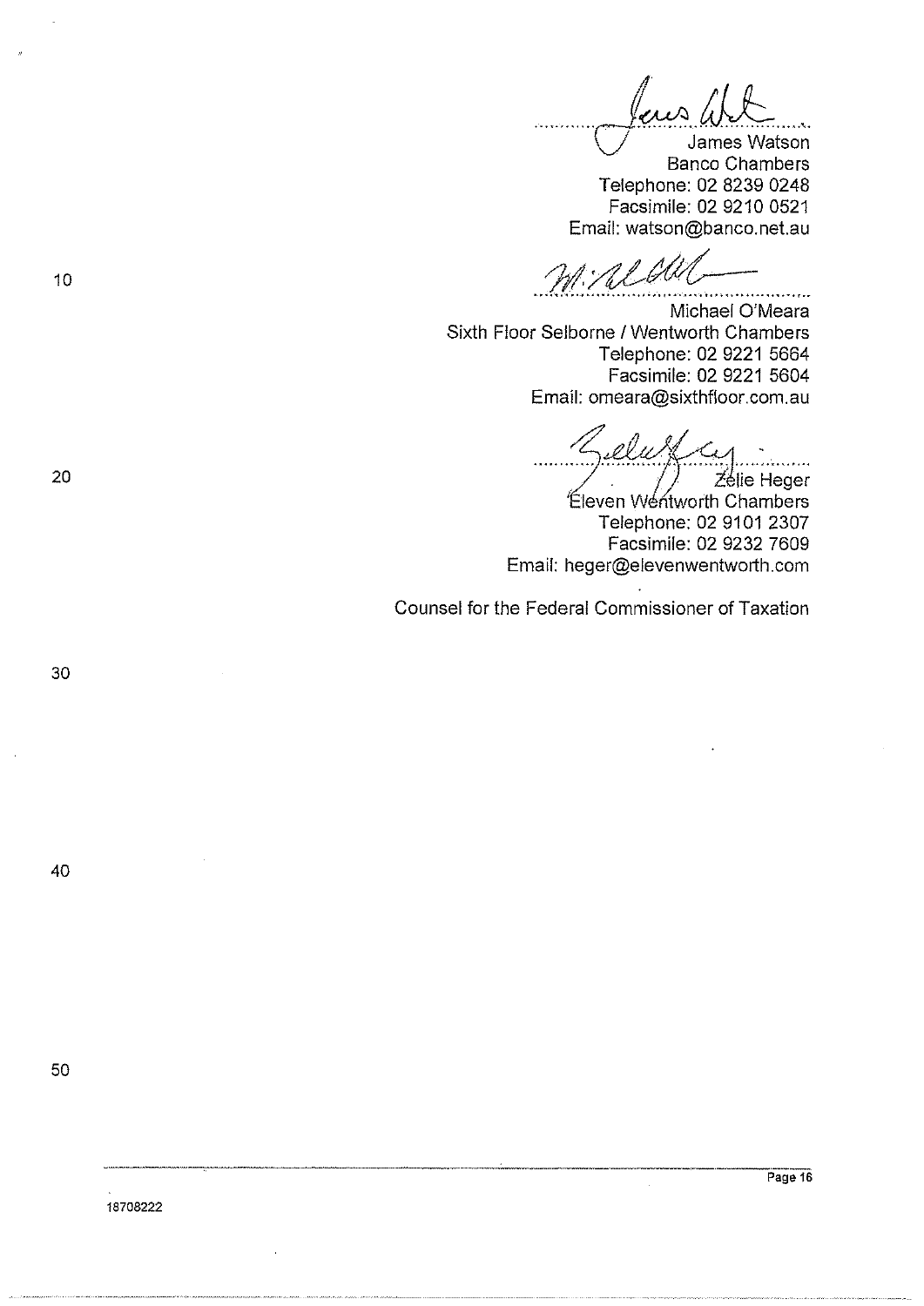James Watson
Banco Chambers
Telephone: 02 8239 0248
Facsimile: 02 9210 0521
Email: watson@banco.net.au

Michael O'Meara
Sixth Floor Selborne / Wentworth Chambers
Telephone: 02 9221 5664
Facsimile: 02 9221 5604
Email: omeara@sixthfloor.com.au

Zelie Heger
Eleven Wentworth Chambers
Telephone: 02 9101 2307
Facsimile: 02 9232 7609
Email: heger@elevenwentworth.com

Counsel for the Federal Commissioner of Taxation

18708222